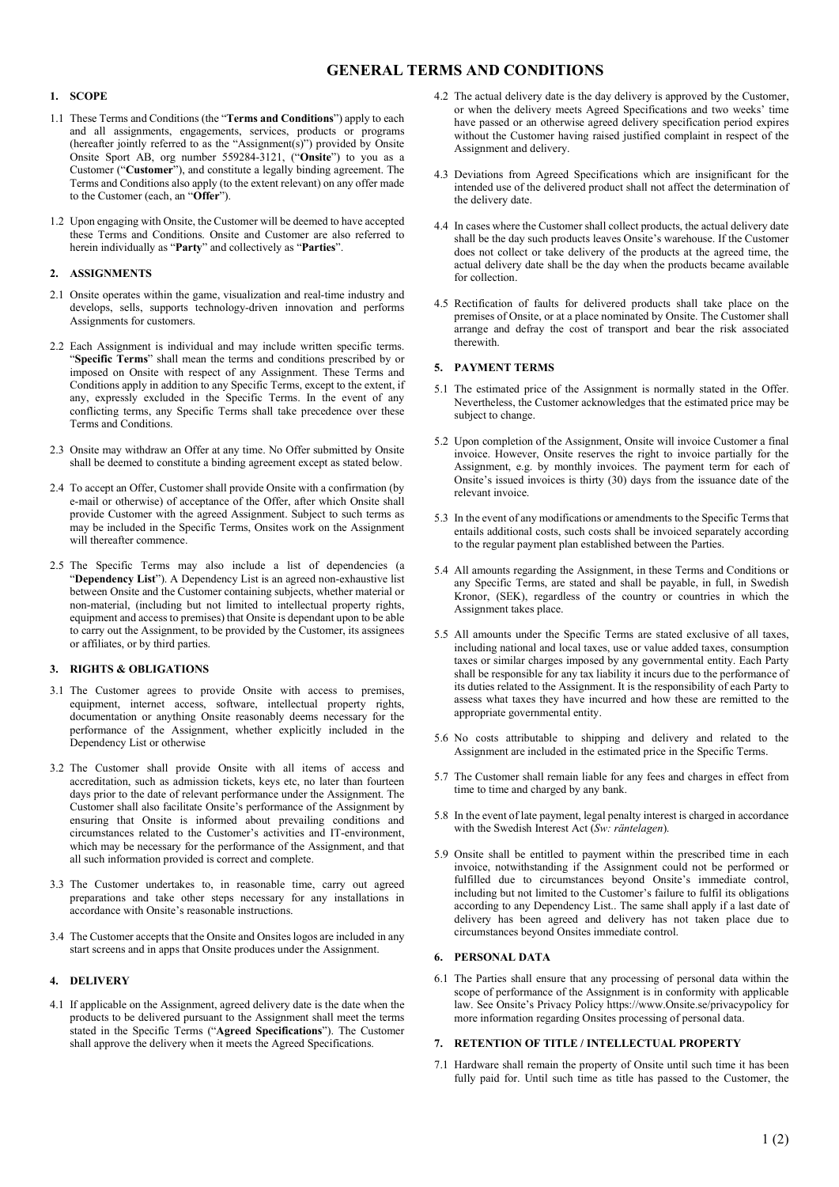# GENERAL TERMS AND CONDITIONS

## 1. SCOPE

1.1 These Terms and Conditions (the "**Terms and Conditions**") apply to each and all assignments, engagements, services, products or programs (hereafter jointly referred to as the "Assignment(s)") provided by Onsite Onsite Sport AB, org number 559284-3121, ("**Onsite**") to you as a Customer ("**Customer**"), and constitute a legally binding agreement. The Terms and Conditions also apply (to the extent relevant) on any offer made to the Customer (each, an "**Offer**").

1.2 Upon engaging with Onsite, the Customer will be deemed to have accepted these Terms and Conditions. Onsite and Customer are also referred to herein individually as "**Party**" and collectively as "**Parties**".

## 2. ASSIGNMENTS

2.1 Onsite operates within the game, visualization and real-time industry and develops, sells, supports technology-driven innovation and performs Assignments for customers.

2.2 Each Assignment is individual and may include written specific terms. "**Specific Terms**" shall mean the terms and conditions prescribed by or imposed on Onsite with respect of any Assignment. These Terms and Conditions apply in addition to any Specific Terms, except to the extent, if any, expressly excluded in the Specific Terms. In the event of any conflicting terms, any Specific Terms shall take precedence over these Terms and Conditions.

2.3 Onsite may withdraw an Offer at any time. No Offer submitted by Onsite shall be deemed to constitute a binding agreement except as stated below.

2.4 To accept an Offer, Customer shall provide Onsite with a confirmation (by e-mail or otherwise) of acceptance of the Offer, after which Onsite shall provide Customer with the agreed Assignment. Subject to such terms as may be included in the Specific Terms, Onsites work on the Assignment will thereafter commence.

2.5 The Specific Terms may also include a list of dependencies (a "**Dependency List**"). A Dependency List is an agreed non-exhaustive list between Onsite and the Customer containing subjects, whether material or non-material, (including but not limited to intellectual property rights, equipment and access to premises) that Onsite is dependant upon to be able to carry out the Assignment, to be provided by the Customer, its assignees or affiliates, or by third parties.

## 3. RIGHTS & OBLIGATIONS

3.1 The Customer agrees to provide Onsite with access to premises, equipment, internet access, software, intellectual property rights, documentation or anything Onsite reasonably deems necessary for the performance of the Assignment, whether explicitly included in the Dependency List or otherwise

3.2 The Customer shall provide Onsite with all items of access and accreditation, such as admission tickets, keys etc, no later than fourteen days prior to the date of relevant performance under the Assignment. The Customer shall also facilitate Onsite's performance of the Assignment by ensuring that Onsite is informed about prevailing conditions and circumstances related to the Customer's activities and IT-environment, which may be necessary for the performance of the Assignment, and that all such information provided is correct and complete.

3.3 The Customer undertakes to, in reasonable time, carry out agreed preparations and take other steps necessary for any installations in accordance with Onsite's reasonable instructions.

3.4 The Customer accepts that the Onsite and Onsites logos are included in any start screens and in apps that Onsite produces under the Assignment.

## 4. DELIVERY

4.1 If applicable on the Assignment, agreed delivery date is the date when the products to be delivered pursuant to the Assignment shall meet the terms stated in the Specific Terms ("**Agreed Specifications**"). The Customer shall approve the delivery when it meets the Agreed Specifications.

4.2 The actual delivery date is the day delivery is approved by the Customer, or when the delivery meets Agreed Specifications and two weeks' time have passed or an otherwise agreed delivery specification period expires without the Customer having raised justified complaint in respect of the Assignment and delivery.

4.3 Deviations from Agreed Specifications which are insignificant for the intended use of the delivered product shall not affect the determination of the delivery date.

4.4 In cases where the Customer shall collect products, the actual delivery date shall be the day such products leaves Onsite's warehouse. If the Customer does not collect or take delivery of the products at the agreed time, the actual delivery date shall be the day when the products became available for collection.

4.5 Rectification of faults for delivered products shall take place on the premises of Onsite, or at a place nominated by Onsite. The Customer shall arrange and defray the cost of transport and bear the risk associated therewith.

## 5. PAYMENT TERMS

5.1 The estimated price of the Assignment is normally stated in the Offer. Nevertheless, the Customer acknowledges that the estimated price may be subject to change.

5.2 Upon completion of the Assignment, Onsite will invoice Customer a final invoice. However, Onsite reserves the right to invoice partially for each of the Assignment, e.g. by monthly invoices. The payment term for each of Onsite's issued invoices is thirty (30) days from the issuance date of the relevant invoice.

5.3 In the event of any modifications or amendments to the Specific Terms that entails additional costs, such costs shall be invoiced separately according to the regular payment plan established between the Parties.

5.4 All amounts regarding the Assignment, in these Terms and Conditions or any Specific Terms, are stated and shall be payable, in full, in Swedish Kronor, (SEK), regardless of the country or countries in which the Assignment takes place.

5.5 All amounts under the Specific Terms are stated exclusive of all taxes, including national and local taxes, use or value added taxes, consumption taxes or similar charges imposed by any governmental entity. Each Party shall be responsible for any tax liability it incurs due to the performance of its duties related to the Assignment. It is the responsibility of each Party to assess what taxes they have incurred and how these are remitted to the appropriate governmental entity.

5.6 No costs attributable to shipping and delivery and related to the Assignment are included in the estimated price in the Specific Terms.

5.7 The Customer shall remain liable for any fees and charges in effect from time to time and charged by any bank.

5.8 In the event of late payment, legal penalty interest is charged in accordance with the Swedish Interest Act (*Sw: räntelagen*).

5.9 Onsite shall be entitled to payment within the prescribed time in each invoice, notwithstanding if the Assignment could not be performed or fulfilled due to circumstances beyond Onsite's immediate control, including but not limited to the Customer's failure to fulfil its obligations according to any Dependency List.. The same shall apply if a last date of delivery has been agreed and delivery has not taken place due to circumstances beyond Onsites immediate control.

## 6. PERSONAL DATA

6.1 The Parties shall ensure that any processing of personal data within the scope of performance of the Assignment is in conformity with applicable law. See Onsite's Privacy Policy https://www.Onsite.se/privacypolicy for more information regarding Onsites processing of personal data.

## 7. RETENTION OF TITLE / INTELLECTUAL PROPERTY

7.1 Hardware shall remain the property of Onsite until such time it has been fully paid for. Until such time as title has passed to the Customer, the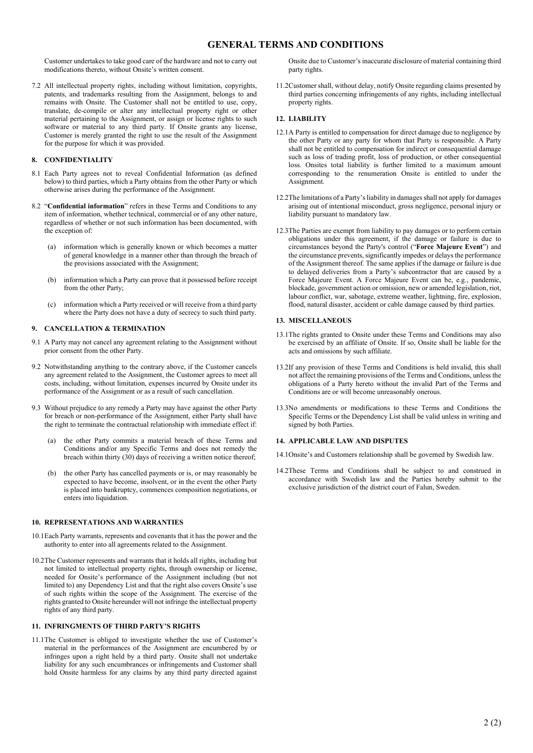# GENERAL TERMS AND CONDITIONS

Customer undertakes to take good care of the hardware and not to carry out modifications thereto, without Onsite's written consent.

7.2 All intellectual property rights, including without limitation, copyrights, patents, and trademarks resulting from the Assignment, belongs to and remains with Onsite. The Customer shall not be entitled to use, copy, translate, de-compile or alter any intellectual property right or other material pertaining to the Assignment, or assign or license rights to such software or material to any third party. If Onsite grants any license, Customer is merely granted the right to use the result of the Assignment for the purpose for which it was provided.

## 8. CONFIDENTIALITY

8.1 Each Party agrees not to reveal Confidential Information (as defined below) to third parties, which a Party obtains from the other Party or which otherwise arises during the performance of the Assignment.

8.2 "**Confidential information**" refers in these Terms and Conditions to any item of information, whether technical, commercial or of any other nature, regardless of whether or not such information has been documented, with the exception of:

(a) information which is generally known or which becomes a matter of general knowledge in a manner other than through the breach of the provisions associated with the Assignment;

(b) information which a Party can prove that it possessed before receipt from the other Party;

(c) information which a Party received or will receive from a third party where the Party does not have a duty of secrecy to such third party.

## 9. CANCELLATION & TERMINATION

9.1 A Party may not cancel any agreement relating to the Assignment without prior consent from the other Party.

9.2 Notwithstanding anything to the contrary above, if the Customer cancels any agreement related to the Assignment, the Customer agrees to meet all costs, including, without limitation, expenses incurred by Onsite under its performance of the Assignment or as a result of such cancellation.

9.3 Without prejudice to any remedy a Party may have against the other Party for breach or non-performance of the Assignment, either Party shall have the right to terminate the contractual relationship with immediate effect if:

(a) the other Party commits a material breach of these Terms and Conditions and/or any Specific Terms and does not remedy the breach within thirty (30) days of receiving a written notice thereof;

(b) the other Party has cancelled payments or is, or may reasonably be expected to have become, insolvent, or in the event the other Party is placed into bankruptcy, commences composition negotiations, or enters into liquidation.

## 10. REPRESENTATIONS AND WARRANTIES

10.1 Each Party warrants, represents and covenants that it has the power and the authority to enter into all agreements related to the Assignment.

10.2 The Customer represents and warrants that it holds all rights, including but not limited to intellectual property rights, through ownership or license, needed for Onsite's performance of the Assignment including (but not limited to) any Dependency List and that the right also covers Onsite's use of such rights within the scope of the Assignment. The exercise of the rights granted to Onsite hereunder will not infringe the intellectual property rights of any third party.

## 11. INFRINGMENTS OF THIRD PARTY'S RIGHTS

11.1 The Customer is obliged to investigate whether the use of Customer's material in the performances of the Assignment are encumbered by or infringes upon a right held by a third party. Onsite shall not undertake liability for any such encumbrances or infringements and Customer shall hold Onsite harmless for any claims by any third party directed against Onsite due to Customer's inaccurate disclosure of material containing third party rights.

11.2 Customer shall, without delay, notify Onsite regarding claims presented by third parties concerning infringements of any rights, including intellectual property rights.

## 12. LIABILITY

12.1 A Party is entitled to compensation for direct damage due to negligence by the other Party or any party for whom that Party is responsible. A Party shall not be entitled to compensation for indirect or consequential damage such as loss of trading profit, loss of production, or other consequential loss. Onsites total liability is further limited to a maximum amount corresponding to the renumeration Onsite is entitled to under the Assignment.

12.2 The limitations of a Party's liability in damages shall not apply for damages arising out of intentional misconduct, gross negligence, personal injury or liability pursuant to mandatory law.

12.3 The Parties are exempt from liability to pay damages or to perform certain obligations under this agreement, if the damage or failure is due to circumstances beyond the Party's control ("**Force Majeure Event**") and the circumstance prevents, significantly impedes or delays the performance of the Assignment thereof. The same applies if the damage or failure is due to delayed deliveries from a Party's subcontractor that are caused by a Force Majeure Event. A Force Majeure Event can be, e.g., pandemic, blockade, government action or omission, new or amended legislation, riot, labour conflict, war, sabotage, extreme weather, lightning, fire, explosion, flood, natural disaster, accident or cable damage caused by third parties.

## 13. MISCELLANEOUS

13.1 The rights granted to Onsite under these Terms and Conditions may also be exercised by an affiliate of Onsite. If so, Onsite shall be liable for the acts and omissions by such affiliate.

13.2 If any provision of these Terms and Conditions is held invalid, this shall not affect the remaining provisions of the Terms and Conditions, unless the obligations of a Party hereto without the invalid Part of the Terms and Conditions are or will become unreasonably onerous.

13.3 No amendments or modifications to these Terms and Conditions the Specific Terms or the Dependency List shall be valid unless in writing and signed by both Parties.

## 14. APPLICABLE LAW AND DISPUTES

14.1 Onsite's and Customers relationship shall be governed by Swedish law.

14.2 These Terms and Conditions shall be subject to and construed in accordance with Swedish law and the Parties hereby submit to the exclusive jurisdiction of the district court of Falun, Sweden.